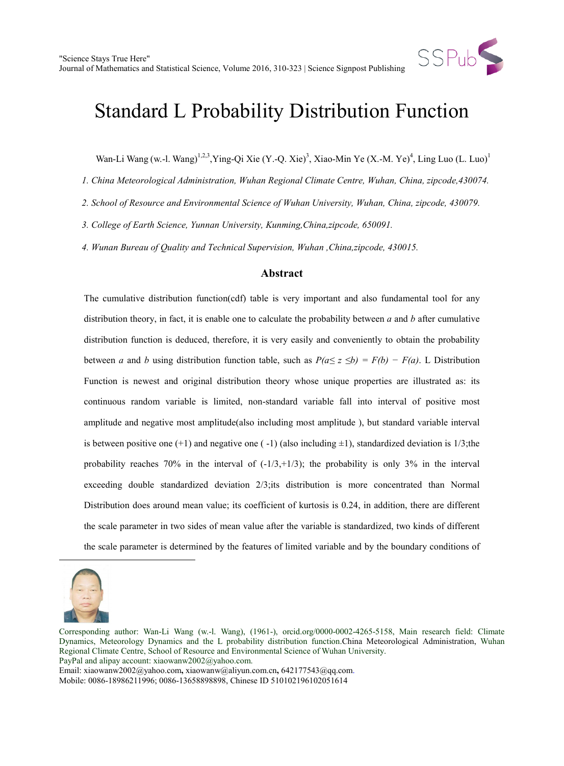# Standard L Probability Distribution Function

Wan-Li Wang (w.-l. Wang)[1,2,3],Ying-Qi Xie (Y.-Q. Xie)[3], Xiao-Min Ye (X.-M. Ye)[4], Ling Luo (L. Luo)[1]

*1. China Meteorological Administration, Wuhan Regional Climate Centre, Wuhan, China, zipcode,430074.*

*2. School of Resource and Environmental Science of Wuhan University, Wuhan, China, zipcode, 430079.*

*3. College of Earth Science, Yunnan University, Kunming,China,zipcode, 650091.*

*4. Wunan Bureau of Quality and Technical Supervision, Wuhan ,China,zipcode, 430015.*

## Abstract

The cumulative distribution function(cdf) table is very important and also fundamental tool for any distribution theory, in fact, it is enable one to calculate the probability between *a* and *b* after cumulative distribution function is deduced, therefore, it is very easily and conveniently to obtain the probability between *a* and *b* using distribution function table, such as $P(a \leq z \leq b) = F(b) - F(a)$. L Distribution Function is newest and original distribution theory whose unique properties are illustrated as: its continuous random variable is limited, non-standard variable fall into interval of positive most amplitude and negative most amplitude(also including most amplitude ), but standard variable interval is between positive one (+1) and negative one ( -1) (also including ±1), standardized deviation is 1/3;the probability reaches 70% in the interval of (-1/3,+1/3); the probability is only 3% in the interval exceeding double standardized deviation 2/3;its distribution is more concentrated than Normal Distribution does around mean value; its coefficient of kurtosis is 0.24, in addition, there are different the scale parameter in two sides of mean value after the variable is standardized, two kinds of different the scale parameter is determined by the features of limited variable and by the boundary conditions of

---

Corresponding author: Wan-Li Wang (w.-l. Wang), (1961-), orcid.org/0000-0002-4265-5158, Main research field: Climate Dynamics, Meteorology Dynamics and the L probability distribution function.China Meteorological Administration, Wuhan Regional Climate Centre, School of Resource and Environmental Science of Wuhan University.
PayPal and alipay account: xiaowanw2002@yahoo.com.
Email: xiaowanw2002@yahoo.com, xiaowanw@aliyun.com.cn, 642177543@qq.com.
Mobile: 0086-18986211996; 0086-13658898898, Chinese ID 510102196102051614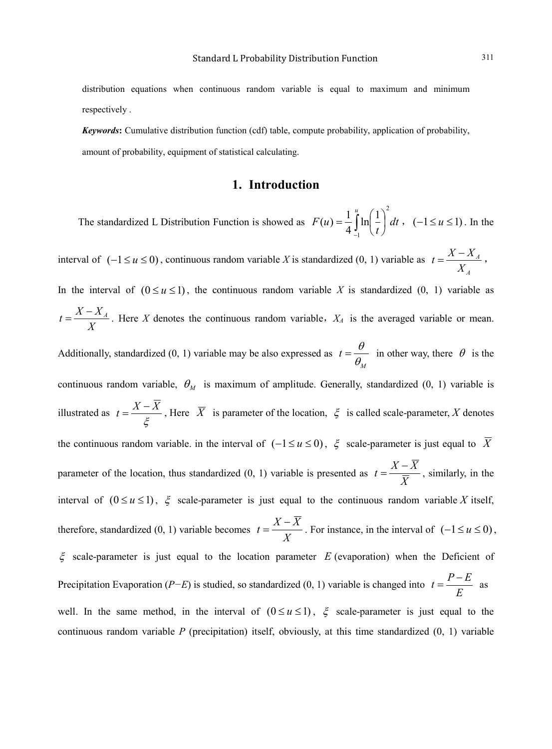distribution equations when continuous random variable is equal to maximum and minimum respectively .

***Keywords*:** Cumulative distribution function (cdf) table, compute probability, application of probability, amount of probability, equipment of statistical calculating.

# 1. Introduction

The standardized L Distribution Function is showed as $F(u)=\frac{1}{4}\int_{-1}^{u}\ln\left(\frac{1}{t}\right)^{2}dt$ , $(-1\le u\le 1)$. In the interval of $(-1\le u\le 0)$, continuous random variable *X* is standardized (0, 1) variable as $t=\frac{X-X_A}{X_A}$ , In the interval of $(0\le u\le 1)$, the continuous random variable *X* is standardized (0, 1) variable as $t=\frac{X-X_A}{X}$. Here *X* denotes the continuous random variable, $X_A$ is the averaged variable or mean. Additionally, standardized (0, 1) variable may be also expressed as $t=\frac{\theta}{\theta_M}$ in other way, there $\theta$ is the continuous random variable, $\theta_M$ is maximum of amplitude. Generally, standardized (0, 1) variable is illustrated as $t=\frac{X-\overline{X}}{\xi}$, Here $\overline{X}$ is parameter of the location, $\xi$ is called scale-parameter, *X* denotes the continuous random variable. in the interval of $(-1\le u\le 0)$, $\xi$ scale-parameter is just equal to $\overline{X}$ parameter of the location, thus standardized (0, 1) variable is presented as $t=\frac{X-\overline{X}}{\overline{X}}$, similarly, in the interval of $(0\le u\le 1)$, $\xi$ scale-parameter is just equal to the continuous random variable *X* itself, therefore, standardized (0, 1) variable becomes $t=\frac{X-\overline{X}}{X}$. For instance, in the interval of $(-1\le u\le 0)$, $\xi$ scale-parameter is just equal to the location parameter *E* (evaporation) when the Deficient of Precipitation Evaporation (*P*−*E*) is studied, so standardized (0, 1) variable is changed into $t=\frac{P-E}{E}$ as well. In the same method, in the interval of $(0\le u\le 1)$, $\xi$ scale-parameter is just equal to the continuous random variable *P* (precipitation) itself, obviously, at this time standardized (0, 1) variable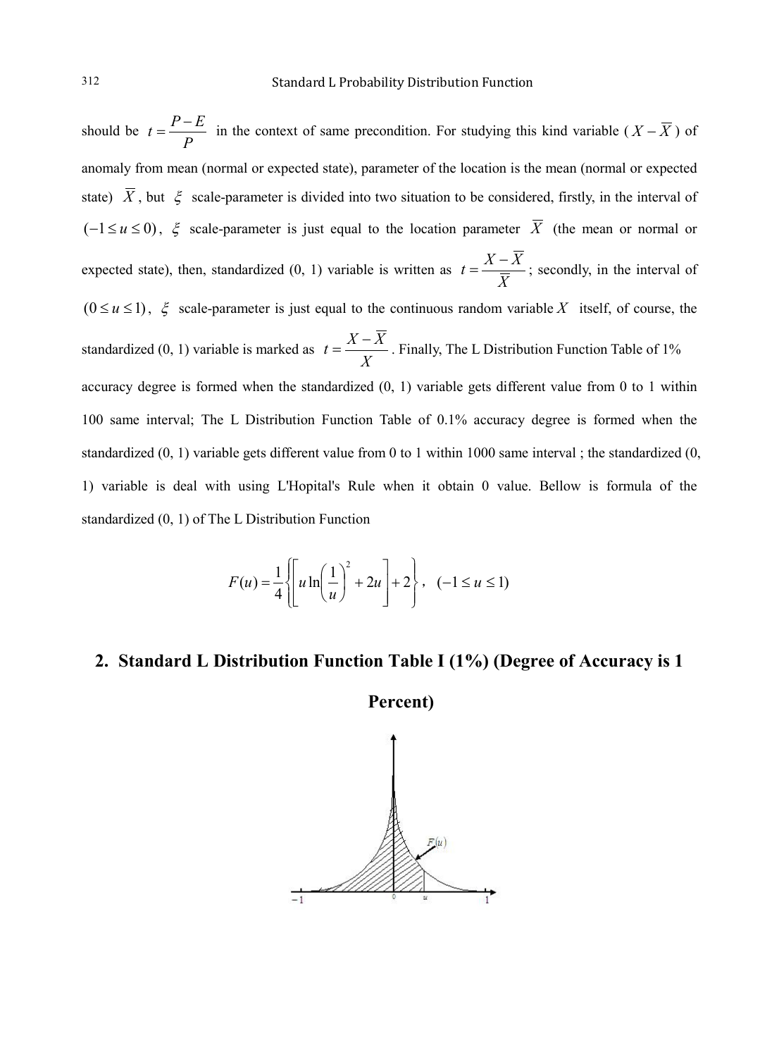should be $t = \dfrac{P - E}{P}$ in the context of same precondition. For studying this kind variable ( $X - \overline{X}$ ) of anomaly from mean (normal or expected state), parameter of the location is the mean (normal or expected state) $\overline{X}$, but $\xi$ scale-parameter is divided into two situation to be considered, firstly, in the interval of $(-1 \le u \le 0)$, $\xi$ scale-parameter is just equal to the location parameter $\overline{X}$ (the mean or normal or expected state), then, standardized (0, 1) variable is written as $t = \dfrac{X - \overline{X}}{\overline{X}}$; secondly, in the interval of $(0 \le u \le 1)$, $\xi$ scale-parameter is just equal to the continuous random variable $X$ itself, of course, the standardized (0, 1) variable is marked as $t = \dfrac{X - \overline{X}}{X}$. Finally, The L Distribution Function Table of 1% accuracy degree is formed when the standardized (0, 1) variable gets different value from 0 to 1 within 100 same interval; The L Distribution Function Table of 0.1% accuracy degree is formed when the standardized (0, 1) variable gets different value from 0 to 1 within 1000 same interval ; the standardized (0, 1) variable is deal with using L'Hopital's Rule when it obtain 0 value. Bellow is formula of the standardized (0, 1) of The L Distribution Function

$$F(u) = \frac{1}{4}\left\{\left[u \ln\left(\frac{1}{u}\right)^{2} + 2u\right] + 2\right\}, \quad (-1 \le u \le 1)$$

## 2. Standard L Distribution Function Table I (1%) (Degree of Accuracy is 1 Percent)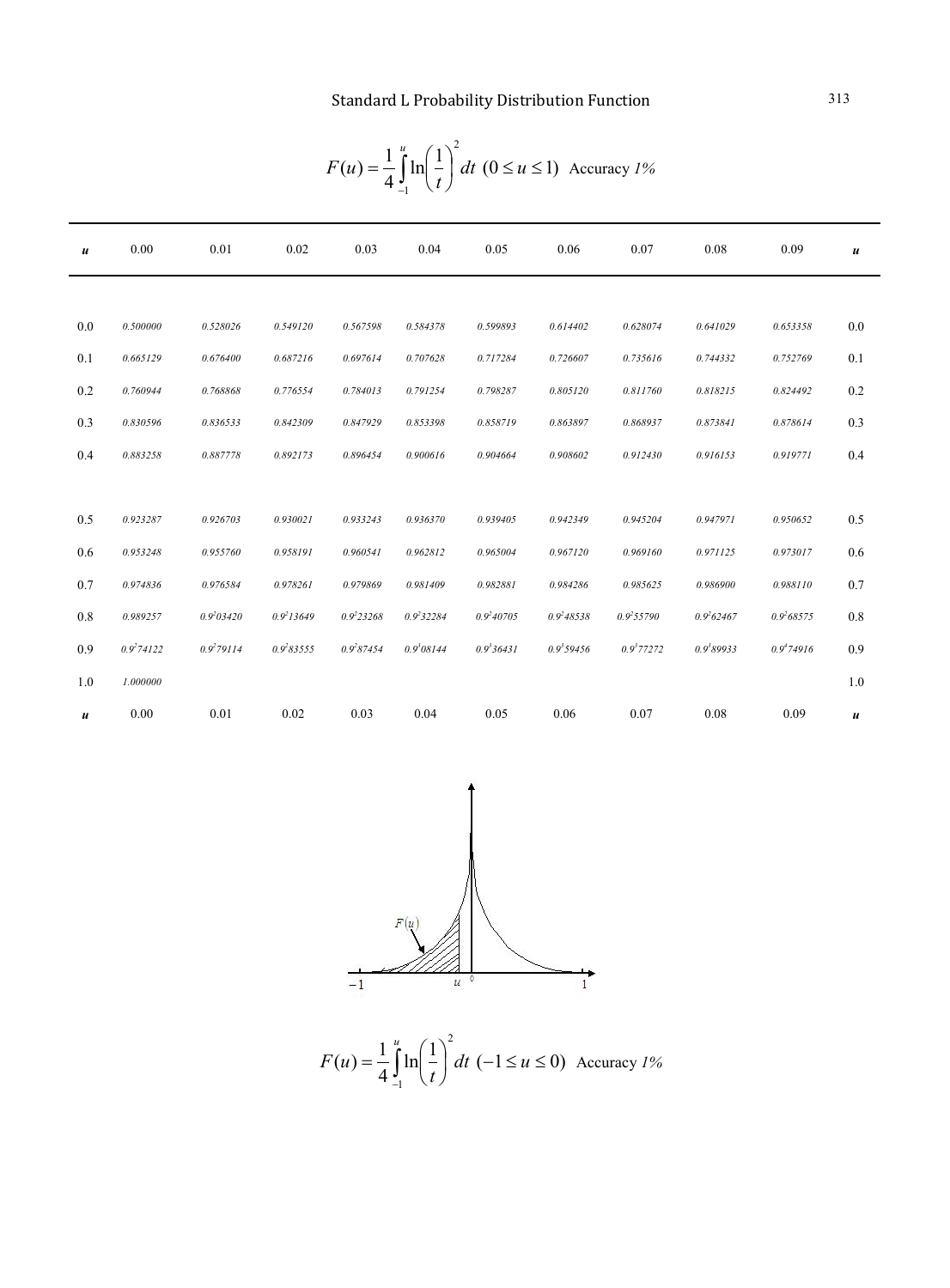# Standard L Probability Distribution Function

$$F(u) = \frac{1}{4}\int_{-1}^{u} \ln\left(\frac{1}{t}\right)^2 dt \ (0 \le u \le 1)$$ Accuracy *1%*

| $u$ | 0.00 | 0.01 | 0.02 | 0.03 | 0.04 | 0.05 | 0.06 | 0.07 | 0.08 | 0.09 | $u$ |
|---|---|---|---|---|---|---|---|---|---|---|---|
| 0.0 | 0.500000 | 0.528026 | 0.549120 | 0.567598 | 0.584378 | 0.599893 | 0.614402 | 0.628074 | 0.641029 | 0.653358 | 0.0 |
| 0.1 | 0.665129 | 0.676400 | 0.687216 | 0.697614 | 0.707628 | 0.717284 | 0.726607 | 0.735616 | 0.744332 | 0.752769 | 0.1 |
| 0.2 | 0.760944 | 0.768868 | 0.776554 | 0.784013 | 0.791254 | 0.798287 | 0.805120 | 0.811760 | 0.818215 | 0.824492 | 0.2 |
| 0.3 | 0.830596 | 0.836533 | 0.842309 | 0.847929 | 0.853398 | 0.858719 | 0.863897 | 0.868937 | 0.873841 | 0.878614 | 0.3 |
| 0.4 | 0.883258 | 0.887778 | 0.892173 | 0.896454 | 0.900616 | 0.904664 | 0.908602 | 0.912430 | 0.916153 | 0.919771 | 0.4 |
| 0.5 | 0.923287 | 0.926703 | 0.930021 | 0.933243 | 0.936370 | 0.939405 | 0.942349 | 0.945204 | 0.947971 | 0.950652 | 0.5 |
| 0.6 | 0.953248 | 0.955760 | 0.958191 | 0.960541 | 0.962812 | 0.965004 | 0.967120 | 0.969160 | 0.971125 | 0.973017 | 0.6 |
| 0.7 | 0.974836 | 0.976584 | 0.978261 | 0.979869 | 0.981409 | 0.982881 | 0.984286 | 0.985625 | 0.986900 | 0.988110 | 0.7 |
| 0.8 | 0.989257 | $0.9^2 03420$ | $0.9^2 13649$ | $0.9^2 23268$ | $0.9^2 32284$ | $0.9^2 40705$ | $0.9^2 48538$ | $0.9^2 55790$ | $0.9^2 62467$ | $0.9^2 68575$ | 0.8 |
| 0.9 | $0.9^2 74122$ | $0.9^2 79114$ | $0.9^2 83555$ | $0.9^2 87454$ | $0.9^3 08144$ | $0.9^3 36431$ | $0.9^3 59456$ | $0.9^3 77272$ | $0.9^3 89933$ | $0.9^4 74916$ | 0.9 |
| 1.0 | 1.000000 | | | | | | | | | | 1.0 |
| $u$ | 0.00 | 0.01 | 0.02 | 0.03 | 0.04 | 0.05 | 0.06 | 0.07 | 0.08 | 0.09 | $u$ |

$$F(u) = \frac{1}{4}\int_{-1}^{u} \ln\left(\frac{1}{t}\right)^2 dt \ (-1 \le u \le 0)$$ Accuracy *1%*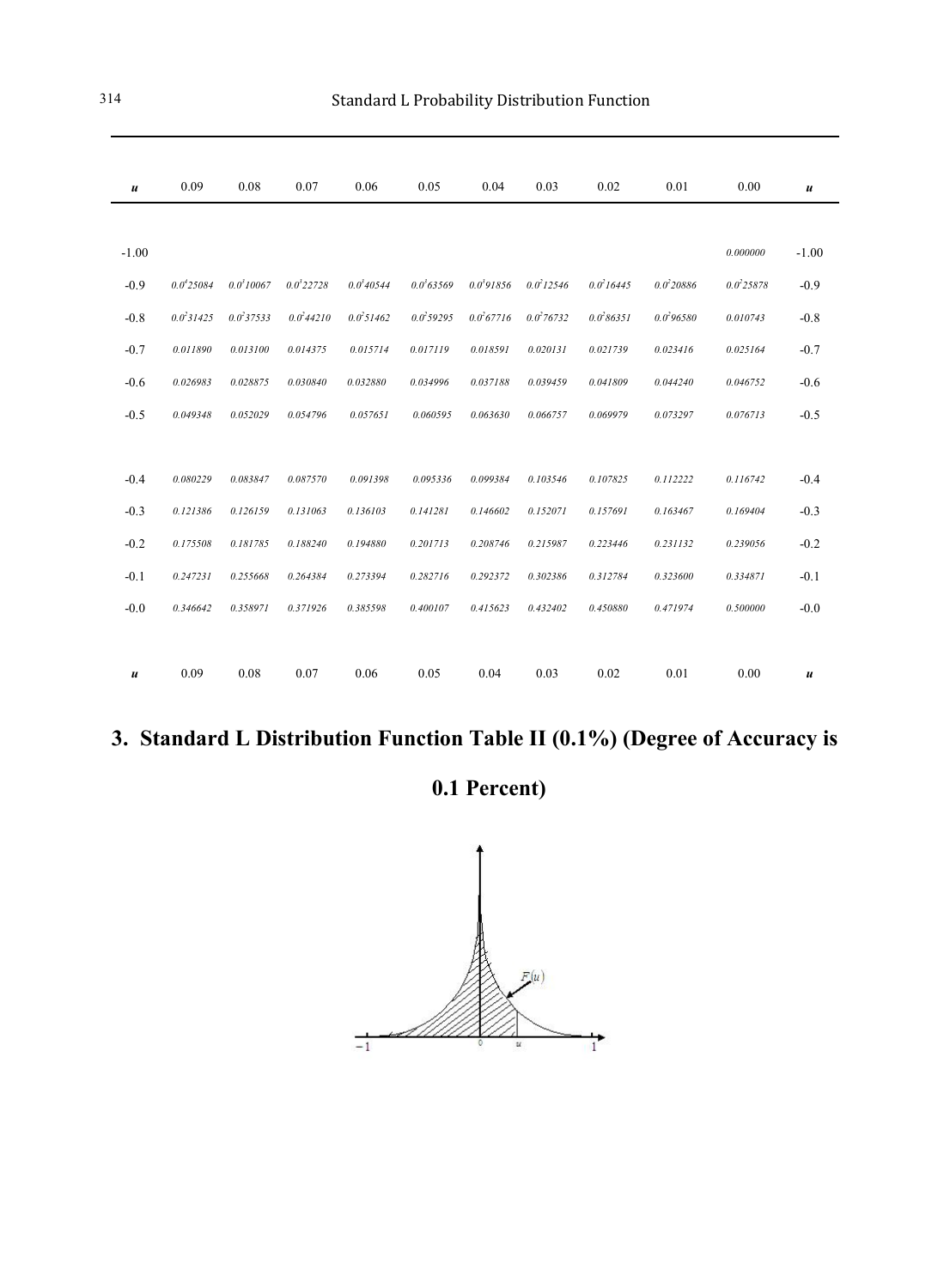| $u$ | 0.09 | 0.08 | 0.07 | 0.06 | 0.05 | 0.04 | 0.03 | 0.02 | 0.01 | 0.00 | $u$ |
|---|---|---|---|---|---|---|---|---|---|---|---|
| -1.00 | | | | | | | | | | 0.000000 | -1.00 |
| -0.9 | $0.0^{4}25084$ | $0.0^{3}10067$ | $0.0^{3}22728$ | $0.0^{3}40544$ | $0.0^{3}63569$ | $0.0^{3}91856$ | $0.0^{2}12546$ | $0.0^{2}16445$ | $0.0^{2}20886$ | $0.0^{2}25878$ | -0.9 |
| -0.8 | $0.0^{2}31425$ | $0.0^{2}37533$ | $0.0^{2}44210$ | $0.0^{2}51462$ | $0.0^{2}59295$ | $0.0^{2}67716$ | $0.0^{2}76732$ | $0.0^{2}86351$ | $0.0^{2}96580$ | 0.010743 | -0.8 |
| -0.7 | 0.011890 | 0.013100 | 0.014375 | 0.015714 | 0.017119 | 0.018591 | 0.020131 | 0.021739 | 0.023416 | 0.025164 | -0.7 |
| -0.6 | 0.026983 | 0.028875 | 0.030840 | 0.032880 | 0.034996 | 0.037188 | 0.039459 | 0.041809 | 0.044240 | 0.046752 | -0.6 |
| -0.5 | 0.049348 | 0.052029 | 0.054796 | 0.057651 | 0.060595 | 0.063630 | 0.066757 | 0.069979 | 0.073297 | 0.076713 | -0.5 |
| -0.4 | 0.080229 | 0.083847 | 0.087570 | 0.091398 | 0.095336 | 0.099384 | 0.103546 | 0.107825 | 0.112222 | 0.116742 | -0.4 |
| -0.3 | 0.121386 | 0.126159 | 0.131063 | 0.136103 | 0.141281 | 0.146602 | 0.152071 | 0.157691 | 0.163467 | 0.169404 | -0.3 |
| -0.2 | 0.175508 | 0.181785 | 0.188240 | 0.194880 | 0.201713 | 0.208746 | 0.215987 | 0.223446 | 0.231132 | 0.239056 | -0.2 |
| -0.1 | 0.247231 | 0.255668 | 0.264384 | 0.273394 | 0.282716 | 0.292372 | 0.302386 | 0.312784 | 0.323600 | 0.334871 | -0.1 |
| -0.0 | 0.346642 | 0.358971 | 0.371926 | 0.385598 | 0.400107 | 0.415623 | 0.432402 | 0.450880 | 0.471974 | 0.500000 | -0.0 |
| $u$ | 0.09 | 0.08 | 0.07 | 0.06 | 0.05 | 0.04 | 0.03 | 0.02 | 0.01 | 0.00 | $u$ |

## 3. Standard L Distribution Function Table II (0.1%) (Degree of Accuracy is 0.1 Percent)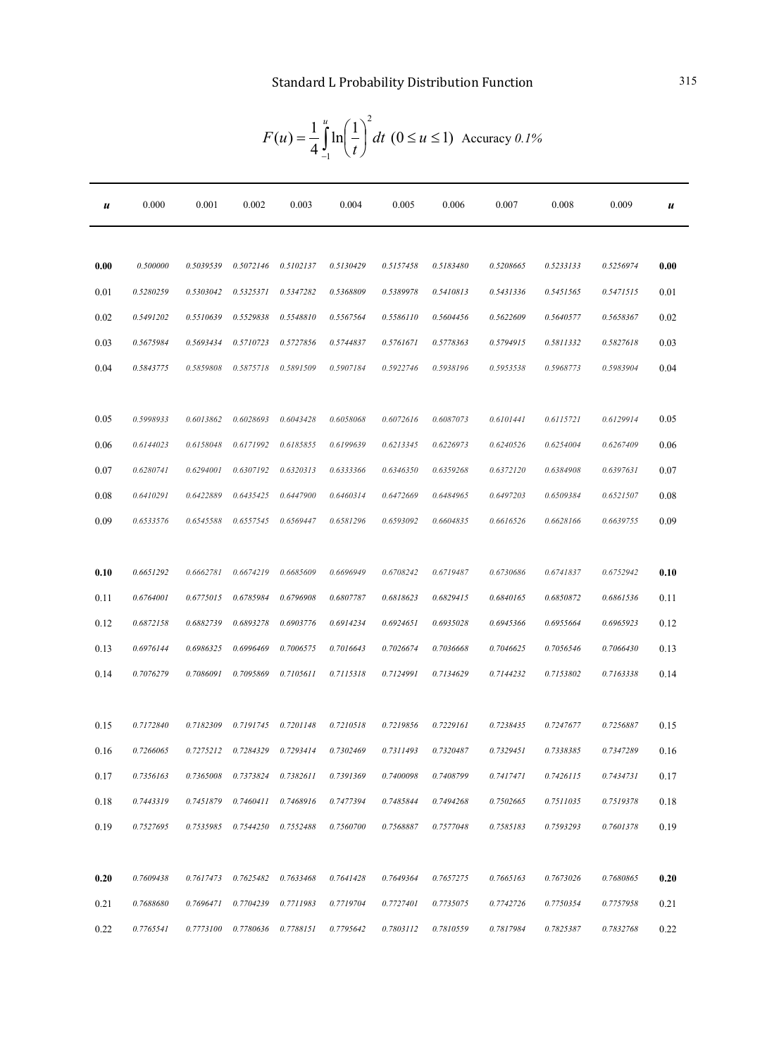## Standard L Probability Distribution Function

$$F(u) = \frac{1}{4}\int_{-1}^{u} \ln\left(\frac{1}{t}\right)^{2} dt \ \ (0 \le u \le 1)$$ Accuracy *0.1%*

| *u* | 0.000 | 0.001 | 0.002 | 0.003 | 0.004 | 0.005 | 0.006 | 0.007 | 0.008 | 0.009 | *u* |
|---|---|---|---|---|---|---|---|---|---|---|---|
| **0.00** | *0.500000* | *0.5039539* | *0.5072146* | *0.5102137* | *0.5130429* | *0.5157458* | *0.5183480* | *0.5208665* | *0.5233133* | *0.5256974* | **0.00** |
| 0.01 | *0.5280259* | *0.5303042* | *0.5325371* | *0.5347282* | *0.5368809* | *0.5389978* | *0.5410813* | *0.5431336* | *0.5451565* | *0.5471515* | 0.01 |
| 0.02 | *0.5491202* | *0.5510639* | *0.5529838* | *0.5548810* | *0.5567564* | *0.5586110* | *0.5604456* | *0.5622609* | *0.5640577* | *0.5658367* | 0.02 |
| 0.03 | *0.5675984* | *0.5693434* | *0.5710723* | *0.5727856* | *0.5744837* | *0.5761671* | *0.5778363* | *0.5794915* | *0.5811332* | *0.5827618* | 0.03 |
| 0.04 | *0.5843775* | *0.5859808* | *0.5875718* | *0.5891509* | *0.5907184* | *0.5922746* | *0.5938196* | *0.5953538* | *0.5968773* | *0.5983904* | 0.04 |
| 0.05 | *0.5998933* | *0.6013862* | *0.6028693* | *0.6043428* | *0.6058068* | *0.6072616* | *0.6087073* | *0.6101441* | *0.6115721* | *0.6129914* | 0.05 |
| 0.06 | *0.6144023* | *0.6158048* | *0.6171992* | *0.6185855* | *0.6199639* | *0.6213345* | *0.6226973* | *0.6240526* | *0.6254004* | *0.6267409* | 0.06 |
| 0.07 | *0.6280741* | *0.6294001* | *0.6307192* | *0.6320313* | *0.6333366* | *0.6346350* | *0.6359268* | *0.6372120* | *0.6384908* | *0.6397631* | 0.07 |
| 0.08 | *0.6410291* | *0.6422889* | *0.6435425* | *0.6447900* | *0.6460314* | *0.6472669* | *0.6484965* | *0.6497203* | *0.6509384* | *0.6521507* | 0.08 |
| 0.09 | *0.6533576* | *0.6545588* | *0.6557545* | *0.6569447* | *0.6581296* | *0.6593092* | *0.6604835* | *0.6616526* | *0.6628166* | *0.6639755* | 0.09 |
| **0.10** | *0.6651292* | *0.6662781* | *0.6674219* | *0.6685609* | *0.6696949* | *0.6708242* | *0.6719487* | *0.6730686* | *0.6741837* | *0.6752942* | **0.10** |
| 0.11 | *0.6764001* | *0.6775015* | *0.6785984* | *0.6796908* | *0.6807787* | *0.6818623* | *0.6829415* | *0.6840165* | *0.6850872* | *0.6861536* | 0.11 |
| 0.12 | *0.6872158* | *0.6882739* | *0.6893278* | *0.6903776* | *0.6914234* | *0.6924651* | *0.6935028* | *0.6945366* | *0.6955664* | *0.6965923* | 0.12 |
| 0.13 | *0.6976144* | *0.6986325* | *0.6996469* | *0.7006575* | *0.7016643* | *0.7026674* | *0.7036668* | *0.7046625* | *0.7056546* | *0.7066430* | 0.13 |
| 0.14 | *0.7076279* | *0.7086091* | *0.7095869* | *0.7105611* | *0.7115318* | *0.7124991* | *0.7134629* | *0.7144232* | *0.7153802* | *0.7163338* | 0.14 |
| 0.15 | *0.7172840* | *0.7182309* | *0.7191745* | *0.7201148* | *0.7210518* | *0.7219856* | *0.7229161* | *0.7238435* | *0.7247677* | *0.7256887* | 0.15 |
| 0.16 | *0.7266065* | *0.7275212* | *0.7284329* | *0.7293414* | *0.7302469* | *0.7311493* | *0.7320487* | *0.7329451* | *0.7338385* | *0.7347289* | 0.16 |
| 0.17 | *0.7356163* | *0.7365008* | *0.7373824* | *0.7382611* | *0.7391369* | *0.7400098* | *0.7408799* | *0.7417471* | *0.7426115* | *0.7434731* | 0.17 |
| 0.18 | *0.7443319* | *0.7451879* | *0.7460411* | *0.7468916* | *0.7477394* | *0.7485844* | *0.7494268* | *0.7502665* | *0.7511035* | *0.7519378* | 0.18 |
| 0.19 | *0.7527695* | *0.7535985* | *0.7544250* | *0.7552488* | *0.7560700* | *0.7568887* | *0.7577048* | *0.7585183* | *0.7593293* | *0.7601378* | 0.19 |
| **0.20** | *0.7609438* | *0.7617473* | *0.7625482* | *0.7633468* | *0.7641428* | *0.7649364* | *0.7657275* | *0.7665163* | *0.7673026* | *0.7680865* | **0.20** |
| 0.21 | *0.7688680* | *0.7696471* | *0.7704239* | *0.7711983* | *0.7719704* | *0.7727401* | *0.7735075* | *0.7742726* | *0.7750354* | *0.7757958* | 0.21 |
| 0.22 | *0.7765541* | *0.7773100* | *0.7780636* | *0.7788151* | *0.7795642* | *0.7803112* | *0.7810559* | *0.7817984* | *0.7825387* | *0.7832768* | 0.22 |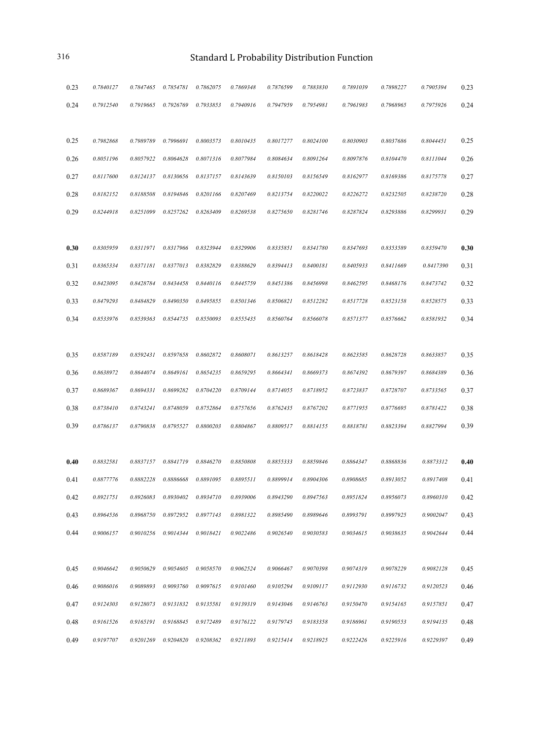| | | | | | | | | | | | |
|---|---|---|---|---|---|---|---|---|---|---|---|
| 0.23 | 0.7840127 | 0.7847465 | 0.7854781 | 0.7862075 | 0.7869348 | 0.7876599 | 0.7883830 | 0.7891039 | 0.7898227 | 0.7905394 | 0.23 |
| 0.24 | 0.7912540 | 0.7919665 | 0.7926769 | 0.7933853 | 0.7940916 | 0.7947959 | 0.7954981 | 0.7961983 | 0.7968965 | 0.7975926 | 0.24 |
| 0.25 | 0.7982868 | 0.7989789 | 0.7996691 | 0.8003573 | 0.8010435 | 0.8017277 | 0.8024100 | 0.8030903 | 0.8037686 | 0.8044451 | 0.25 |
| 0.26 | 0.8051196 | 0.8057922 | 0.8064628 | 0.8071316 | 0.8077984 | 0.8084634 | 0.8091264 | 0.8097876 | 0.8104470 | 0.8111044 | 0.26 |
| 0.27 | 0.8117600 | 0.8124137 | 0.8130656 | 0.8137157 | 0.8143639 | 0.8150103 | 0.8156549 | 0.8162977 | 0.8169386 | 0.8175778 | 0.27 |
| 0.28 | 0.8182152 | 0.8188508 | 0.8194846 | 0.8201166 | 0.8207469 | 0.8213754 | 0.8220022 | 0.8226272 | 0.8232505 | 0.8238720 | 0.28 |
| 0.29 | 0.8244918 | 0.8251099 | 0.8257262 | 0.8263409 | 0.8269538 | 0.8275650 | 0.8281746 | 0.8287824 | 0.8293886 | 0.8299931 | 0.29 |
| **0.30** | 0.8305959 | 0.8311971 | 0.8317966 | 0.8323944 | 0.8329906 | 0.8335851 | 0.8341780 | 0.8347693 | 0.8353589 | 0.8359470 | **0.30** |
| 0.31 | 0.8365334 | 0.8371181 | 0.8377013 | 0.8382829 | 0.8388629 | 0.8394413 | 0.8400181 | 0.8405933 | 0.8411669 | 0.8417390 | 0.31 |
| 0.32 | 0.8423095 | 0.8428784 | 0.8434458 | 0.8440116 | 0.8445759 | 0.8451386 | 0.8456998 | 0.8462595 | 0.8468176 | 0.8473742 | 0.32 |
| 0.33 | 0.8479293 | 0.8484829 | 0.8490350 | 0.8495855 | 0.8501346 | 0.8506821 | 0.8512282 | 0.8517728 | 0.8523158 | 0.8528575 | 0.33 |
| 0.34 | 0.8533976 | 0.8539363 | 0.8544735 | 0.8550093 | 0.8555435 | 0.8560764 | 0.8566078 | 0.8571377 | 0.8576662 | 0.8581932 | 0.34 |
| 0.35 | 0.8587189 | 0.8592431 | 0.8597658 | 0.8602872 | 0.8608071 | 0.8613257 | 0.8618428 | 0.8623585 | 0.8628728 | 0.8633857 | 0.35 |
| 0.36 | 0.8638972 | 0.8644074 | 0.8649161 | 0.8654235 | 0.8659295 | 0.8664341 | 0.8669373 | 0.8674392 | 0.8679397 | 0.8684389 | 0.36 |
| 0.37 | 0.8689367 | 0.8694331 | 0.8699282 | 0.8704220 | 0.8709144 | 0.8714055 | 0.8718952 | 0.8723837 | 0.8728707 | 0.8733565 | 0.37 |
| 0.38 | 0.8738410 | 0.8743241 | 0.8748059 | 0.8752864 | 0.8757656 | 0.8762435 | 0.8767202 | 0.8771955 | 0.8776695 | 0.8781422 | 0.38 |
| 0.39 | 0.8786137 | 0.8790838 | 0.8795527 | 0.8800203 | 0.8804867 | 0.8809517 | 0.8814155 | 0.8818781 | 0.8823394 | 0.8827994 | 0.39 |
| **0.40** | 0.8832581 | 0.8837157 | 0.8841719 | 0.8846270 | 0.8850808 | 0.8855333 | 0.8859846 | 0.8864347 | 0.8868836 | 0.8873312 | **0.40** |
| 0.41 | 0.8877776 | 0.8882228 | 0.8886668 | 0.8891095 | 0.8895511 | 0.8899914 | 0.8904306 | 0.8908685 | 0.8913052 | 0.8917408 | 0.41 |
| 0.42 | 0.8921751 | 0.8926083 | 0.8930402 | 0.8934710 | 0.8939006 | 0.8943290 | 0.8947563 | 0.8951824 | 0.8956073 | 0.8960310 | 0.42 |
| 0.43 | 0.8964536 | 0.8968750 | 0.8972952 | 0.8977143 | 0.8981322 | 0.8985490 | 0.8989646 | 0.8993791 | 0.8997925 | 0.9002047 | 0.43 |
| 0.44 | 0.9006157 | 0.9010256 | 0.9014344 | 0.9018421 | 0.9022486 | 0.9026540 | 0.9030583 | 0.9034615 | 0.9038635 | 0.9042644 | 0.44 |
| 0.45 | 0.9046642 | 0.9050629 | 0.9054605 | 0.9058570 | 0.9062524 | 0.9066467 | 0.9070398 | 0.9074319 | 0.9078229 | 0.9082128 | 0.45 |
| 0.46 | 0.9086016 | 0.9089893 | 0.9093760 | 0.9097615 | 0.9101460 | 0.9105294 | 0.9109117 | 0.9112930 | 0.9116732 | 0.9120523 | 0.46 |
| 0.47 | 0.9124303 | 0.9128073 | 0.9131832 | 0.9135581 | 0.9139319 | 0.9143046 | 0.9146763 | 0.9150470 | 0.9154165 | 0.9157851 | 0.47 |
| 0.48 | 0.9161526 | 0.9165191 | 0.9168845 | 0.9172489 | 0.9176122 | 0.9179745 | 0.9183358 | 0.9186961 | 0.9190553 | 0.9194135 | 0.48 |
| 0.49 | 0.9197707 | 0.9201269 | 0.9204820 | 0.9208362 | 0.9211893 | 0.9215414 | 0.9218925 | 0.9222426 | 0.9225916 | 0.9229397 | 0.49 |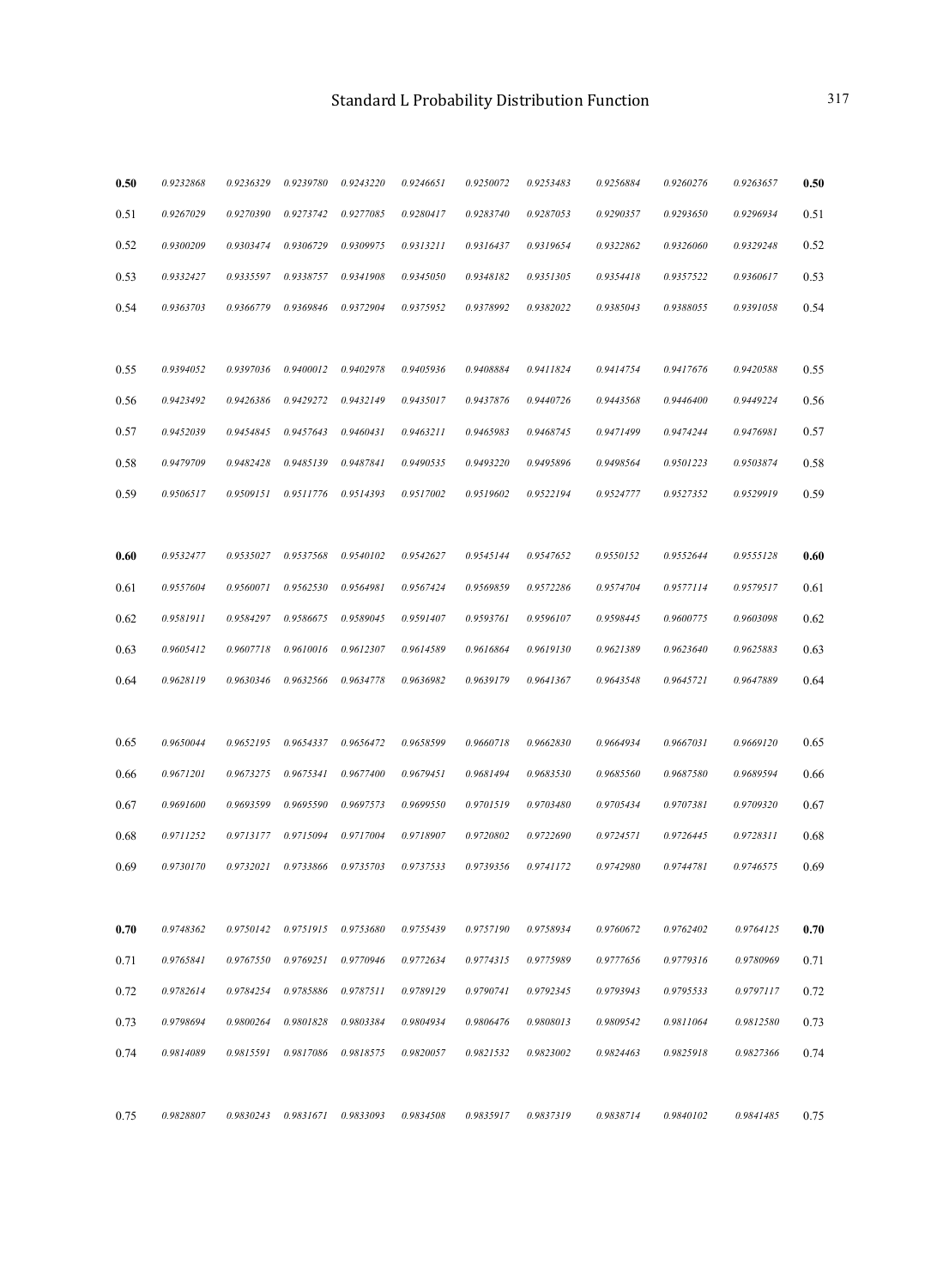# Standard L Probability Distribution Function

| | | | | | | | | | | | |
|---|---|---|---|---|---|---|---|---|---|---|---|
| **0.50** | 0.9232868 | 0.9236329 | 0.9239780 | 0.9243220 | 0.9246651 | 0.9250072 | 0.9253483 | 0.9256884 | 0.9260276 | 0.9263657 | **0.50** |
| 0.51 | 0.9267029 | 0.9270390 | 0.9273742 | 0.9277085 | 0.9280417 | 0.9283740 | 0.9287053 | 0.9290357 | 0.9293650 | 0.9296934 | 0.51 |
| 0.52 | 0.9300209 | 0.9303474 | 0.9306729 | 0.9309975 | 0.9313211 | 0.9316437 | 0.9319654 | 0.9322862 | 0.9326060 | 0.9329248 | 0.52 |
| 0.53 | 0.9332427 | 0.9335597 | 0.9338757 | 0.9341908 | 0.9345050 | 0.9348182 | 0.9351305 | 0.9354418 | 0.9357522 | 0.9360617 | 0.53 |
| 0.54 | 0.9363703 | 0.9366779 | 0.9369846 | 0.9372904 | 0.9375952 | 0.9378992 | 0.9382022 | 0.9385043 | 0.9388055 | 0.9391058 | 0.54 |
| 0.55 | 0.9394052 | 0.9397036 | 0.9400012 | 0.9402978 | 0.9405936 | 0.9408884 | 0.9411824 | 0.9414754 | 0.9417676 | 0.9420588 | 0.55 |
| 0.56 | 0.9423492 | 0.9426386 | 0.9429272 | 0.9432149 | 0.9435017 | 0.9437876 | 0.9440726 | 0.9443568 | 0.9446400 | 0.9449224 | 0.56 |
| 0.57 | 0.9452039 | 0.9454845 | 0.9457643 | 0.9460431 | 0.9463211 | 0.9465983 | 0.9468745 | 0.9471499 | 0.9474244 | 0.9476981 | 0.57 |
| 0.58 | 0.9479709 | 0.9482428 | 0.9485139 | 0.9487841 | 0.9490535 | 0.9493220 | 0.9495896 | 0.9498564 | 0.9501223 | 0.9503874 | 0.58 |
| 0.59 | 0.9506517 | 0.9509151 | 0.9511776 | 0.9514393 | 0.9517002 | 0.9519602 | 0.9522194 | 0.9524777 | 0.9527352 | 0.9529919 | 0.59 |
| **0.60** | 0.9532477 | 0.9535027 | 0.9537568 | 0.9540102 | 0.9542627 | 0.9545144 | 0.9547652 | 0.9550152 | 0.9552644 | 0.9555128 | **0.60** |
| 0.61 | 0.9557604 | 0.9560071 | 0.9562530 | 0.9564981 | 0.9567424 | 0.9569859 | 0.9572286 | 0.9574704 | 0.9577114 | 0.9579517 | 0.61 |
| 0.62 | 0.9581911 | 0.9584297 | 0.9586675 | 0.9589045 | 0.9591407 | 0.9593761 | 0.9596107 | 0.9598445 | 0.9600775 | 0.9603098 | 0.62 |
| 0.63 | 0.9605412 | 0.9607718 | 0.9610016 | 0.9612307 | 0.9614589 | 0.9616864 | 0.9619130 | 0.9621389 | 0.9623640 | 0.9625883 | 0.63 |
| 0.64 | 0.9628119 | 0.9630346 | 0.9632566 | 0.9634778 | 0.9636982 | 0.9639179 | 0.9641367 | 0.9643548 | 0.9645721 | 0.9647889 | 0.64 |
| 0.65 | 0.9650044 | 0.9652195 | 0.9654337 | 0.9656472 | 0.9658599 | 0.9660718 | 0.9662830 | 0.9664934 | 0.9667031 | 0.9669120 | 0.65 |
| 0.66 | 0.9671201 | 0.9673275 | 0.9675341 | 0.9677400 | 0.9679451 | 0.9681494 | 0.9683530 | 0.9685560 | 0.9687580 | 0.9689594 | 0.66 |
| 0.67 | 0.9691600 | 0.9693599 | 0.9695590 | 0.9697573 | 0.9699550 | 0.9701519 | 0.9703480 | 0.9705434 | 0.9707381 | 0.9709320 | 0.67 |
| 0.68 | 0.9711252 | 0.9713177 | 0.9715094 | 0.9717004 | 0.9718907 | 0.9720802 | 0.9722690 | 0.9724571 | 0.9726445 | 0.9728311 | 0.68 |
| 0.69 | 0.9730170 | 0.9732021 | 0.9733866 | 0.9735703 | 0.9737533 | 0.9739356 | 0.9741172 | 0.9742980 | 0.9744781 | 0.9746575 | 0.69 |
| **0.70** | 0.9748362 | 0.9750142 | 0.9751915 | 0.9753680 | 0.9755439 | 0.9757190 | 0.9758934 | 0.9760672 | 0.9762402 | 0.9764125 | **0.70** |
| 0.71 | 0.9765841 | 0.9767550 | 0.9769251 | 0.9770946 | 0.9772634 | 0.9774315 | 0.9775989 | 0.9777656 | 0.9779316 | 0.9780969 | 0.71 |
| 0.72 | 0.9782614 | 0.9784254 | 0.9785886 | 0.9787511 | 0.9789129 | 0.9790741 | 0.9792345 | 0.9793943 | 0.9795533 | 0.9797117 | 0.72 |
| 0.73 | 0.9798694 | 0.9800264 | 0.9801828 | 0.9803384 | 0.9804934 | 0.9806476 | 0.9808013 | 0.9809542 | 0.9811064 | 0.9812580 | 0.73 |
| 0.74 | 0.9814089 | 0.9815591 | 0.9817086 | 0.9818575 | 0.9820057 | 0.9821532 | 0.9823002 | 0.9824463 | 0.9825918 | 0.9827366 | 0.74 |
| 0.75 | 0.9828807 | 0.9830243 | 0.9831671 | 0.9833093 | 0.9834508 | 0.9835917 | 0.9837319 | 0.9838714 | 0.9840102 | 0.9841485 | 0.75 |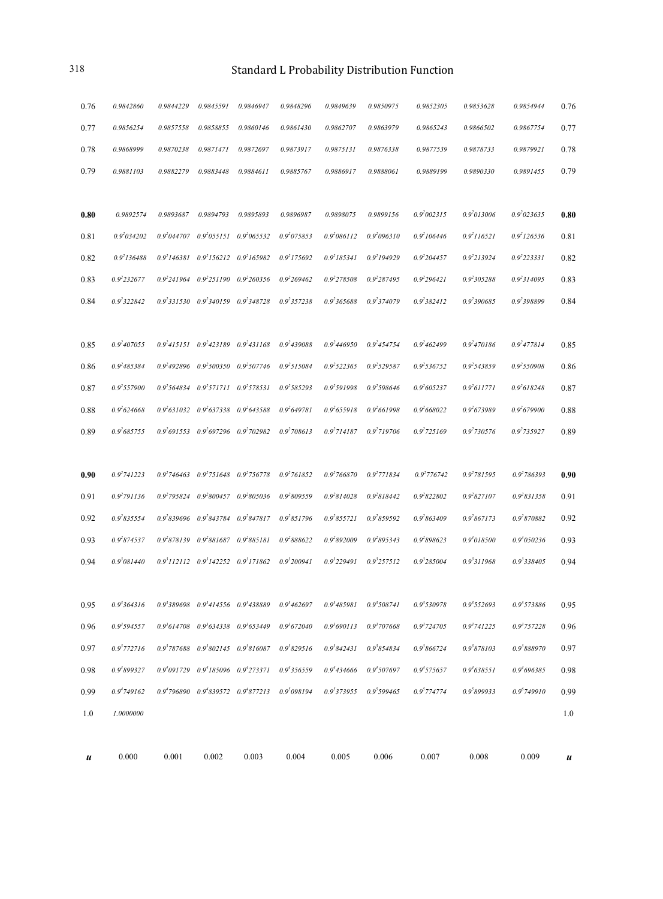## Standard L Probability Distribution Function

| u | 0.000 | 0.001 | 0.002 | 0.003 | 0.004 | 0.005 | 0.006 | 0.007 | 0.008 | 0.009 | u |
|---|---|---|---|---|---|---|---|---|---|---|---|
| 0.76 | 0.9842860 | 0.9844229 | 0.9845591 | 0.9846947 | 0.9848296 | 0.9849639 | 0.9850975 | 0.9852305 | 0.9853628 | 0.9854944 | 0.76 |
| 0.77 | 0.9856254 | 0.9857558 | 0.9858855 | 0.9860146 | 0.9861430 | 0.9862707 | 0.9863979 | 0.9865243 | 0.9866502 | 0.9867754 | 0.77 |
| 0.78 | 0.9868999 | 0.9870238 | 0.9871471 | 0.9872697 | 0.9873917 | 0.9875131 | 0.9876338 | 0.9877539 | 0.9878733 | 0.9879921 | 0.78 |
| 0.79 | 0.9881103 | 0.9882279 | 0.9883448 | 0.9884611 | 0.9885767 | 0.9886917 | 0.9888061 | 0.9889199 | 0.9890330 | 0.9891455 | 0.79 |
| **0.80** | 0.9892574 | 0.9893687 | 0.9894793 | 0.9895893 | 0.9896987 | 0.9898075 | 0.9899156 | $0.9^2002315$ | $0.9^2013006$ | $0.9^2023635$ | **0.80** |
| 0.81 | $0.9^2034202$ | $0.9^2044707$ | $0.9^2055151$ | $0.9^2065532$ | $0.9^2075853$ | $0.9^2086112$ | $0.9^2096310$ | $0.9^2106446$ | $0.9^2116521$ | $0.9^2126536$ | 0.81 |
| 0.82 | $0.9^2136488$ | $0.9^2146381$ | $0.9^2156212$ | $0.9^2165982$ | $0.9^2175692$ | $0.9^2185341$ | $0.9^2194929$ | $0.9^2204457$ | $0.9^2213924$ | $0.9^2223331$ | 0.82 |
| 0.83 | $0.9^2232677$ | $0.9^2241964$ | $0.9^2251190$ | $0.9^2260356$ | $0.9^2269462$ | $0.9^2278508$ | $0.9^2287495$ | $0.9^2296421$ | $0.9^2305288$ | $0.9^2314095$ | 0.83 |
| 0.84 | $0.9^2322842$ | $0.9^2331530$ | $0.9^2340159$ | $0.9^2348728$ | $0.9^2357238$ | $0.9^2365688$ | $0.9^2374079$ | $0.9^2382412$ | $0.9^2390685$ | $0.9^2398899$ | 0.84 |
| 0.85 | $0.9^2407055$ | $0.9^2415151$ | $0.9^2423189$ | $0.9^2431168$ | $0.9^2439088$ | $0.9^2446950$ | $0.9^2454754$ | $0.9^2462499$ | $0.9^2470186$ | $0.9^2477814$ | 0.85 |
| 0.86 | $0.9^2485384$ | $0.9^2492896$ | $0.9^2500350$ | $0.9^2507746$ | $0.9^2515084$ | $0.9^2522365$ | $0.9^2529587$ | $0.9^2536752$ | $0.9^2543859$ | $0.9^2550908$ | 0.86 |
| 0.87 | $0.9^2557900$ | $0.9^2564834$ | $0.9^2571711$ | $0.9^2578531$ | $0.9^2585293$ | $0.9^2591998$ | $0.9^2598646$ | $0.9^2605237$ | $0.9^2611771$ | $0.9^2618248$ | 0.87 |
| 0.88 | $0.9^2624668$ | $0.9^2631032$ | $0.9^2637338$ | $0.9^2643588$ | $0.9^2649781$ | $0.9^2655918$ | $0.9^2661998$ | $0.9^2668022$ | $0.9^2673989$ | $0.9^2679900$ | 0.88 |
| 0.89 | $0.9^2685755$ | $0.9^2691553$ | $0.9^2697296$ | $0.9^2702982$ | $0.9^2708613$ | $0.9^2714187$ | $0.9^2719706$ | $0.9^2725169$ | $0.9^2730576$ | $0.9^2735927$ | 0.89 |
| **0.90** | $0.9^2741223$ | $0.9^2746463$ | $0.9^2751648$ | $0.9^2756778$ | $0.9^2761852$ | $0.9^2766870$ | $0.9^2771834$ | $0.9^2776742$ | $0.9^2781595$ | $0.9^2786393$ | **0.90** |
| 0.91 | $0.9^2791136$ | $0.9^2795824$ | $0.9^2800457$ | $0.9^2805036$ | $0.9^2809559$ | $0.9^2814028$ | $0.9^2818442$ | $0.9^2822802$ | $0.9^2827107$ | $0.9^2831358$ | 0.91 |
| 0.92 | $0.9^2835554$ | $0.9^2839696$ | $0.9^2843784$ | $0.9^2847817$ | $0.9^2851796$ | $0.9^2855721$ | $0.9^2859592$ | $0.9^2863409$ | $0.9^2867173$ | $0.9^2870882$ | 0.92 |
| 0.93 | $0.9^2874537$ | $0.9^2878139$ | $0.9^2881687$ | $0.9^2885181$ | $0.9^2888622$ | $0.9^2892009$ | $0.9^2895343$ | $0.9^2898623$ | $0.9^3018500$ | $0.9^3050236$ | 0.93 |
| 0.94 | $0.9^3081440$ | $0.9^3112112$ | $0.9^3142252$ | $0.9^3171862$ | $0.9^3200941$ | $0.9^3229491$ | $0.9^3257512$ | $0.9^3285004$ | $0.9^3311968$ | $0.9^3338405$ | 0.94 |
| 0.95 | $0.9^3364316$ | $0.9^3389698$ | $0.9^3414556$ | $0.9^3438889$ | $0.9^3462697$ | $0.9^3485981$ | $0.9^3508741$ | $0.9^3530978$ | $0.9^3552693$ | $0.9^3573886$ | 0.95 |
| 0.96 | $0.9^3594557$ | $0.9^3614708$ | $0.9^3634338$ | $0.9^3653449$ | $0.9^3672040$ | $0.9^3690113$ | $0.9^3707668$ | $0.9^3724705$ | $0.9^3741225$ | $0.9^3757228$ | 0.96 |
| 0.97 | $0.9^3772716$ | $0.9^3787688$ | $0.9^3802145$ | $0.9^3816087$ | $0.9^3829516$ | $0.9^3842431$ | $0.9^3854834$ | $0.9^3866724$ | $0.9^3878103$ | $0.9^3888970$ | 0.97 |
| 0.98 | $0.9^3899327$ | $0.9^4091729$ | $0.9^4185096$ | $0.9^4273371$ | $0.9^4356559$ | $0.9^4434666$ | $0.9^4507697$ | $0.9^4575657$ | $0.9^4638551$ | $0.9^4696385$ | 0.98 |
| 0.99 | $0.9^4749162$ | $0.9^4796890$ | $0.9^4839572$ | $0.9^4877213$ | $0.9^5098194$ | $0.9^5373955$ | $0.9^5599465$ | $0.9^5774774$ | $0.9^5899933$ | $0.9^6749910$ | 0.99 |
| 1.0 | 1.0000000 | | | | | | | | | | 1.0 |
| ***u*** | 0.000 | 0.001 | 0.002 | 0.003 | 0.004 | 0.005 | 0.006 | 0.007 | 0.008 | 0.009 | ***u*** |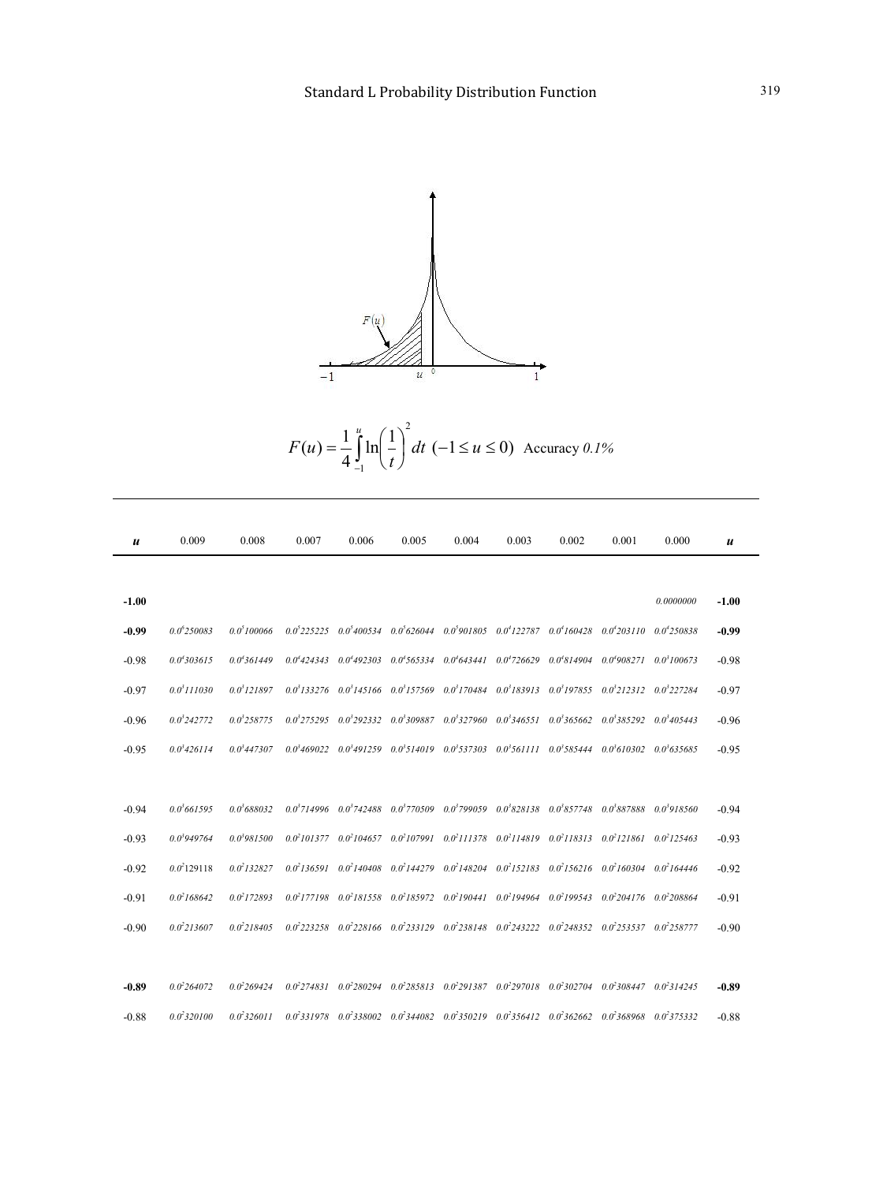## Standard L Probability Distribution Function

$$F(u) = \frac{1}{4}\int_{-1}^{u} \ln\left(\frac{1}{t}\right)^2 dt \ (-1 \le u \le 0) \text{ Accuracy } 0.1\%$$

| **u** | 0.009 | 0.008 | 0.007 | 0.006 | 0.005 | 0.004 | 0.003 | 0.002 | 0.001 | 0.000 | **u** |
|---|---|---|---|---|---|---|---|---|---|---|---|
| **-1.00** | | | | | | | | | | 0.0000000 | **-1.00** |
| **-0.99** | $0.0^6250083$ | $0.0^5100066$ | $0.0^5225225$ | $0.0^5400534$ | $0.0^5626044$ | $0.0^5901805$ | $0.0^4122787$ | $0.0^4160428$ | $0.0^4203110$ | $0.0^4250838$ | **-0.99** |
| -0.98 | $0.0^4303615$ | $0.0^4361449$ | $0.0^4424343$ | $0.0^4492303$ | $0.0^4565334$ | $0.0^4643441$ | $0.0^4726629$ | $0.0^4814904$ | $0.0^4908271$ | $0.0^3100673$ | -0.98 |
| -0.97 | $0.0^3111030$ | $0.0^3121897$ | $0.0^3133276$ | $0.0^3145166$ | $0.0^3157569$ | $0.0^3170484$ | $0.0^3183913$ | $0.0^3197855$ | $0.0^3212312$ | $0.0^3227284$ | -0.97 |
| -0.96 | $0.0^3242772$ | $0.0^3258775$ | $0.0^3275295$ | $0.0^3292332$ | $0.0^3309887$ | $0.0^3327960$ | $0.0^3346551$ | $0.0^3365662$ | $0.0^3385292$ | $0.0^3405443$ | -0.96 |
| -0.95 | $0.0^3426114$ | $0.0^3447307$ | $0.0^3469022$ | $0.0^3491259$ | $0.0^3514019$ | $0.0^3537303$ | $0.0^3561111$ | $0.0^3585444$ | $0.0^3610302$ | $0.0^3635685$ | -0.95 |
| -0.94 | $0.0^3661595$ | $0.0^3688032$ | $0.0^3714996$ | $0.0^3742488$ | $0.0^3770509$ | $0.0^3799059$ | $0.0^3828138$ | $0.0^3857748$ | $0.0^3887888$ | $0.0^3918560$ | -0.94 |
| -0.93 | $0.0^3949764$ | $0.0^3981500$ | $0.0^2101377$ | $0.0^2104657$ | $0.0^2107991$ | $0.0^2111378$ | $0.0^2114819$ | $0.0^2118313$ | $0.0^2121861$ | $0.0^2125463$ | -0.93 |
| -0.92 | $0.0^2129118$ | $0.0^2132827$ | $0.0^2136591$ | $0.0^2140408$ | $0.0^2144279$ | $0.0^2148204$ | $0.0^2152183$ | $0.0^2156216$ | $0.0^2160304$ | $0.0^2164446$ | -0.92 |
| -0.91 | $0.0^2168642$ | $0.0^2172893$ | $0.0^2177198$ | $0.0^2181558$ | $0.0^2185972$ | $0.0^2190441$ | $0.0^2194964$ | $0.0^2199543$ | $0.0^2204176$ | $0.0^2208864$ | -0.91 |
| -0.90 | $0.0^2213607$ | $0.0^2218405$ | $0.0^2223258$ | $0.0^2228166$ | $0.0^2233129$ | $0.0^2238148$ | $0.0^2243222$ | $0.0^2248352$ | $0.0^2253537$ | $0.0^2258777$ | -0.90 |
| **-0.89** | $0.0^2264072$ | $0.0^2269424$ | $0.0^2274831$ | $0.0^2280294$ | $0.0^2285813$ | $0.0^2291387$ | $0.0^2297018$ | $0.0^2302704$ | $0.0^2308447$ | $0.0^2314245$ | **-0.89** |
| -0.88 | $0.0^2320100$ | $0.0^2326011$ | $0.0^2331978$ | $0.0^2338002$ | $0.0^2344082$ | $0.0^2350219$ | $0.0^2356412$ | $0.0^2362662$ | $0.0^2368968$ | $0.0^2375332$ | -0.88 |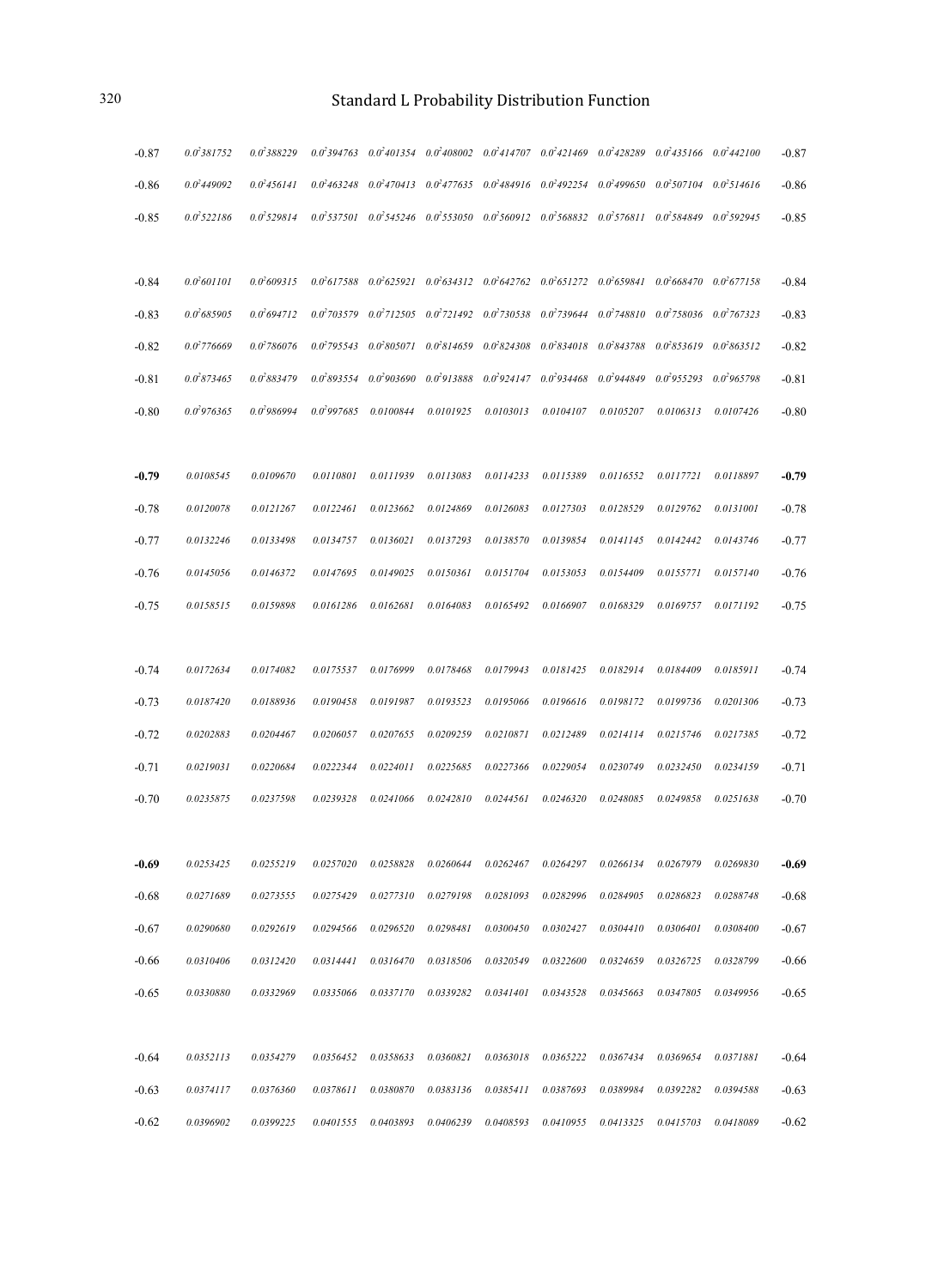| | | | | | | | | | | | |
|---|---|---|---|---|---|---|---|---|---|---|---|
| -0.87 | $0.0^{2}381752$ | $0.0^{2}388229$ | $0.0^{2}394763$ | $0.0^{2}401354$ | $0.0^{2}408002$ | $0.0^{2}414707$ | $0.0^{2}421469$ | $0.0^{2}428289$ | $0.0^{2}435166$ | $0.0^{2}442100$ | -0.87 |
| -0.86 | $0.0^{2}449092$ | $0.0^{2}456141$ | $0.0^{2}463248$ | $0.0^{2}470413$ | $0.0^{2}477635$ | $0.0^{2}484916$ | $0.0^{2}492254$ | $0.0^{2}499650$ | $0.0^{2}507104$ | $0.0^{2}514616$ | -0.86 |
| -0.85 | $0.0^{2}522186$ | $0.0^{2}529814$ | $0.0^{2}537501$ | $0.0^{2}545246$ | $0.0^{2}553050$ | $0.0^{2}560912$ | $0.0^{2}568832$ | $0.0^{2}576811$ | $0.0^{2}584849$ | $0.0^{2}592945$ | -0.85 |
| -0.84 | $0.0^{2}601101$ | $0.0^{2}609315$ | $0.0^{2}617588$ | $0.0^{2}625921$ | $0.0^{2}634312$ | $0.0^{2}642762$ | $0.0^{2}651272$ | $0.0^{2}659841$ | $0.0^{2}668470$ | $0.0^{2}677158$ | -0.84 |
| -0.83 | $0.0^{2}685905$ | $0.0^{2}694712$ | $0.0^{2}703579$ | $0.0^{2}712505$ | $0.0^{2}721492$ | $0.0^{2}730538$ | $0.0^{2}739644$ | $0.0^{2}748810$ | $0.0^{2}758036$ | $0.0^{2}767323$ | -0.83 |
| -0.82 | $0.0^{2}776669$ | $0.0^{2}786076$ | $0.0^{2}795543$ | $0.0^{2}805071$ | $0.0^{2}814659$ | $0.0^{2}824308$ | $0.0^{2}834018$ | $0.0^{2}843788$ | $0.0^{2}853619$ | $0.0^{2}863512$ | -0.82 |
| -0.81 | $0.0^{2}873465$ | $0.0^{2}883479$ | $0.0^{2}893554$ | $0.0^{2}903690$ | $0.0^{2}913888$ | $0.0^{2}924147$ | $0.0^{2}934468$ | $0.0^{2}944849$ | $0.0^{2}955293$ | $0.0^{2}965798$ | -0.81 |
| -0.80 | $0.0^{2}976365$ | $0.0^{2}986994$ | $0.0^{2}997685$ | 0.0100844 | 0.0101925 | 0.0103013 | 0.0104107 | 0.0105207 | 0.0106313 | 0.0107426 | -0.80 |
| **-0.79** | 0.0108545 | 0.0109670 | 0.0110801 | 0.0111939 | 0.0113083 | 0.0114233 | 0.0115389 | 0.0116552 | 0.0117721 | 0.0118897 | **-0.79** |
| -0.78 | 0.0120078 | 0.0121267 | 0.0122461 | 0.0123662 | 0.0124869 | 0.0126083 | 0.0127303 | 0.0128529 | 0.0129762 | 0.0131001 | -0.78 |
| -0.77 | 0.0132246 | 0.0133498 | 0.0134757 | 0.0136021 | 0.0137293 | 0.0138570 | 0.0139854 | 0.0141145 | 0.0142442 | 0.0143746 | -0.77 |
| -0.76 | 0.0145056 | 0.0146372 | 0.0147695 | 0.0149025 | 0.0150361 | 0.0151704 | 0.0153053 | 0.0154409 | 0.0155771 | 0.0157140 | -0.76 |
| -0.75 | 0.0158515 | 0.0159898 | 0.0161286 | 0.0162681 | 0.0164083 | 0.0165492 | 0.0166907 | 0.0168329 | 0.0169757 | 0.0171192 | -0.75 |
| -0.74 | 0.0172634 | 0.0174082 | 0.0175537 | 0.0176999 | 0.0178468 | 0.0179943 | 0.0181425 | 0.0182914 | 0.0184409 | 0.0185911 | -0.74 |
| -0.73 | 0.0187420 | 0.0188936 | 0.0190458 | 0.0191987 | 0.0193523 | 0.0195066 | 0.0196616 | 0.0198172 | 0.0199736 | 0.0201306 | -0.73 |
| -0.72 | 0.0202883 | 0.0204467 | 0.0206057 | 0.0207655 | 0.0209259 | 0.0210871 | 0.0212489 | 0.0214114 | 0.0215746 | 0.0217385 | -0.72 |
| -0.71 | 0.0219031 | 0.0220684 | 0.0222344 | 0.0224011 | 0.0225685 | 0.0227366 | 0.0229054 | 0.0230749 | 0.0232450 | 0.0234159 | -0.71 |
| -0.70 | 0.0235875 | 0.0237598 | 0.0239328 | 0.0241066 | 0.0242810 | 0.0244561 | 0.0246320 | 0.0248085 | 0.0249858 | 0.0251638 | -0.70 |
| **-0.69** | 0.0253425 | 0.0255219 | 0.0257020 | 0.0258828 | 0.0260644 | 0.0262467 | 0.0264297 | 0.0266134 | 0.0267979 | 0.0269830 | **-0.69** |
| -0.68 | 0.0271689 | 0.0273555 | 0.0275429 | 0.0277310 | 0.0279198 | 0.0281093 | 0.0282996 | 0.0284905 | 0.0286823 | 0.0288748 | -0.68 |
| -0.67 | 0.0290680 | 0.0292619 | 0.0294566 | 0.0296520 | 0.0298481 | 0.0300450 | 0.0302427 | 0.0304410 | 0.0306401 | 0.0308400 | -0.67 |
| -0.66 | 0.0310406 | 0.0312420 | 0.0314441 | 0.0316470 | 0.0318506 | 0.0320549 | 0.0322600 | 0.0324659 | 0.0326725 | 0.0328799 | -0.66 |
| -0.65 | 0.0330880 | 0.0332969 | 0.0335066 | 0.0337170 | 0.0339282 | 0.0341401 | 0.0343528 | 0.0345663 | 0.0347805 | 0.0349956 | -0.65 |
| -0.64 | 0.0352113 | 0.0354279 | 0.0356452 | 0.0358633 | 0.0360821 | 0.0363018 | 0.0365222 | 0.0367434 | 0.0369654 | 0.0371881 | -0.64 |
| -0.63 | 0.0374117 | 0.0376360 | 0.0378611 | 0.0380870 | 0.0383136 | 0.0385411 | 0.0387693 | 0.0389984 | 0.0392282 | 0.0394588 | -0.63 |
| -0.62 | 0.0396902 | 0.0399225 | 0.0401555 | 0.0403893 | 0.0406239 | 0.0408593 | 0.0410955 | 0.0413325 | 0.0415703 | 0.0418089 | -0.62 |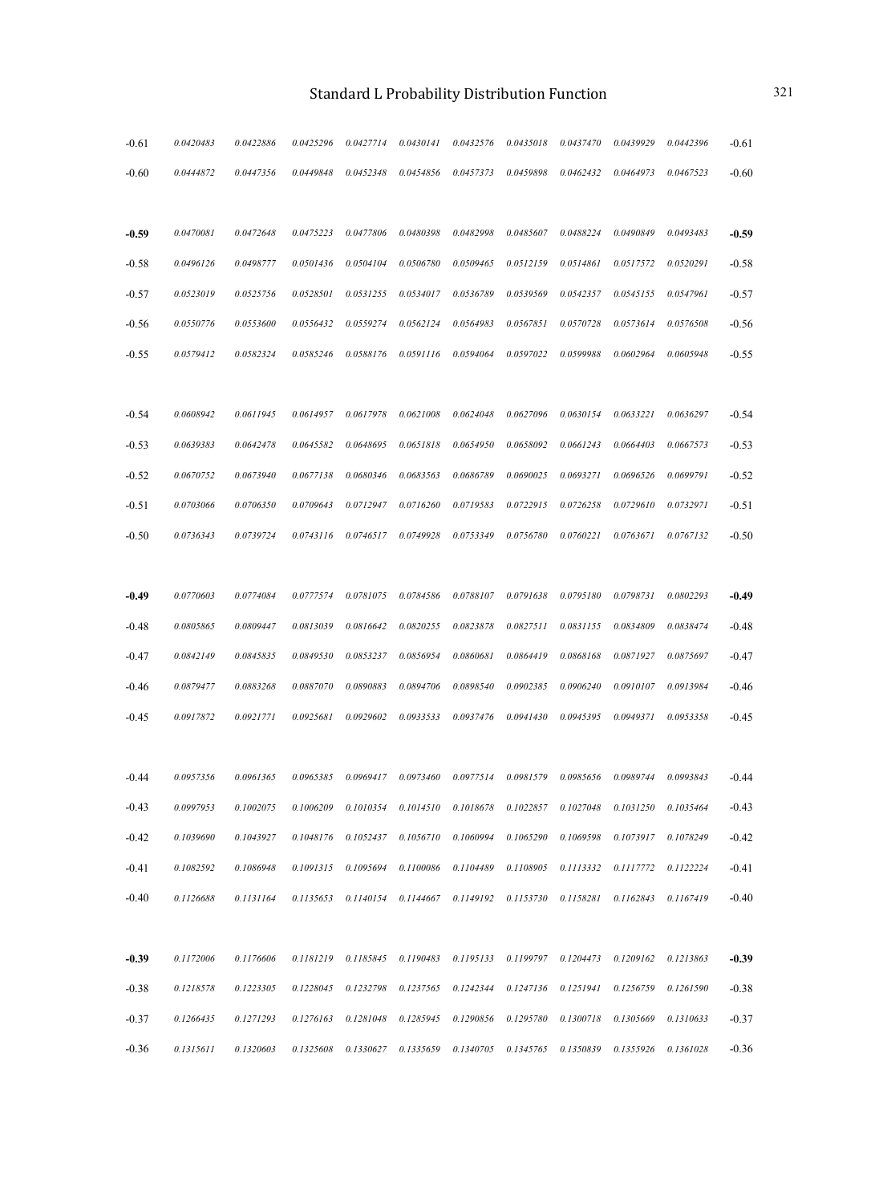| | | | | | | | | | | | |
|---|---|---|---|---|---|---|---|---|---|---|---|
| -0.61 | 0.0420483 | 0.0422886 | 0.0425296 | 0.0427714 | 0.0430141 | 0.0432576 | 0.0435018 | 0.0437470 | 0.0439929 | 0.0442396 | -0.61 |
| -0.60 | 0.0444872 | 0.0447356 | 0.0449848 | 0.0452348 | 0.0454856 | 0.0457373 | 0.0459898 | 0.0462432 | 0.0464973 | 0.0467523 | -0.60 |
| **-0.59** | 0.0470081 | 0.0472648 | 0.0475223 | 0.0477806 | 0.0480398 | 0.0482998 | 0.0485607 | 0.0488224 | 0.0490849 | 0.0493483 | **-0.59** |
| -0.58 | 0.0496126 | 0.0498777 | 0.0501436 | 0.0504104 | 0.0506780 | 0.0509465 | 0.0512159 | 0.0514861 | 0.0517572 | 0.0520291 | -0.58 |
| -0.57 | 0.0523019 | 0.0525756 | 0.0528501 | 0.0531255 | 0.0534017 | 0.0536789 | 0.0539569 | 0.0542357 | 0.0545155 | 0.0547961 | -0.57 |
| -0.56 | 0.0550776 | 0.0553600 | 0.0556432 | 0.0559274 | 0.0562124 | 0.0564983 | 0.0567851 | 0.0570728 | 0.0573614 | 0.0576508 | -0.56 |
| -0.55 | 0.0579412 | 0.0582324 | 0.0585246 | 0.0588176 | 0.0591116 | 0.0594064 | 0.0597022 | 0.0599988 | 0.0602964 | 0.0605948 | -0.55 |
| -0.54 | 0.0608942 | 0.0611945 | 0.0614957 | 0.0617978 | 0.0621008 | 0.0624048 | 0.0627096 | 0.0630154 | 0.0633221 | 0.0636297 | -0.54 |
| -0.53 | 0.0639383 | 0.0642478 | 0.0645582 | 0.0648695 | 0.0651818 | 0.0654950 | 0.0658092 | 0.0661243 | 0.0664403 | 0.0667573 | -0.53 |
| -0.52 | 0.0670752 | 0.0673940 | 0.0677138 | 0.0680346 | 0.0683563 | 0.0686789 | 0.0690025 | 0.0693271 | 0.0696526 | 0.0699791 | -0.52 |
| -0.51 | 0.0703066 | 0.0706350 | 0.0709643 | 0.0712947 | 0.0716260 | 0.0719583 | 0.0722915 | 0.0726258 | 0.0729610 | 0.0732971 | -0.51 |
| -0.50 | 0.0736343 | 0.0739724 | 0.0743116 | 0.0746517 | 0.0749928 | 0.0753349 | 0.0756780 | 0.0760221 | 0.0763671 | 0.0767132 | -0.50 |
| **-0.49** | 0.0770603 | 0.0774084 | 0.0777574 | 0.0781075 | 0.0784586 | 0.0788107 | 0.0791638 | 0.0795180 | 0.0798731 | 0.0802293 | **-0.49** |
| -0.48 | 0.0805865 | 0.0809447 | 0.0813039 | 0.0816642 | 0.0820255 | 0.0823878 | 0.0827511 | 0.0831155 | 0.0834809 | 0.0838474 | -0.48 |
| -0.47 | 0.0842149 | 0.0845835 | 0.0849530 | 0.0853237 | 0.0856954 | 0.0860681 | 0.0864419 | 0.0868168 | 0.0871927 | 0.0875697 | -0.47 |
| -0.46 | 0.0879477 | 0.0883268 | 0.0887070 | 0.0890883 | 0.0894706 | 0.0898540 | 0.0902385 | 0.0906240 | 0.0910107 | 0.0913984 | -0.46 |
| -0.45 | 0.0917872 | 0.0921771 | 0.0925681 | 0.0929602 | 0.0933533 | 0.0937476 | 0.0941430 | 0.0945395 | 0.0949371 | 0.0953358 | -0.45 |
| -0.44 | 0.0957356 | 0.0961365 | 0.0965385 | 0.0969417 | 0.0973460 | 0.0977514 | 0.0981579 | 0.0985656 | 0.0989744 | 0.0993843 | -0.44 |
| -0.43 | 0.0997953 | 0.1002075 | 0.1006209 | 0.1010354 | 0.1014510 | 0.1018678 | 0.1022857 | 0.1027048 | 0.1031250 | 0.1035464 | -0.43 |
| -0.42 | 0.1039690 | 0.1043927 | 0.1048176 | 0.1052437 | 0.1056710 | 0.1060994 | 0.1065290 | 0.1069598 | 0.1073917 | 0.1078249 | -0.42 |
| -0.41 | 0.1082592 | 0.1086948 | 0.1091315 | 0.1095694 | 0.1100086 | 0.1104489 | 0.1108905 | 0.1113332 | 0.1117772 | 0.1122224 | -0.41 |
| -0.40 | 0.1126688 | 0.1131164 | 0.1135653 | 0.1140154 | 0.1144667 | 0.1149192 | 0.1153730 | 0.1158281 | 0.1162843 | 0.1167419 | -0.40 |
| **-0.39** | 0.1172006 | 0.1176606 | 0.1181219 | 0.1185845 | 0.1190483 | 0.1195133 | 0.1199797 | 0.1204473 | 0.1209162 | 0.1213863 | **-0.39** |
| -0.38 | 0.1218578 | 0.1223305 | 0.1228045 | 0.1232798 | 0.1237565 | 0.1242344 | 0.1247136 | 0.1251941 | 0.1256759 | 0.1261590 | -0.38 |
| -0.37 | 0.1266435 | 0.1271293 | 0.1276163 | 0.1281048 | 0.1285945 | 0.1290856 | 0.1295780 | 0.1300718 | 0.1305669 | 0.1310633 | -0.37 |
| -0.36 | 0.1315611 | 0.1320603 | 0.1325608 | 0.1330627 | 0.1335659 | 0.1340705 | 0.1345765 | 0.1350839 | 0.1355926 | 0.1361028 | -0.36 |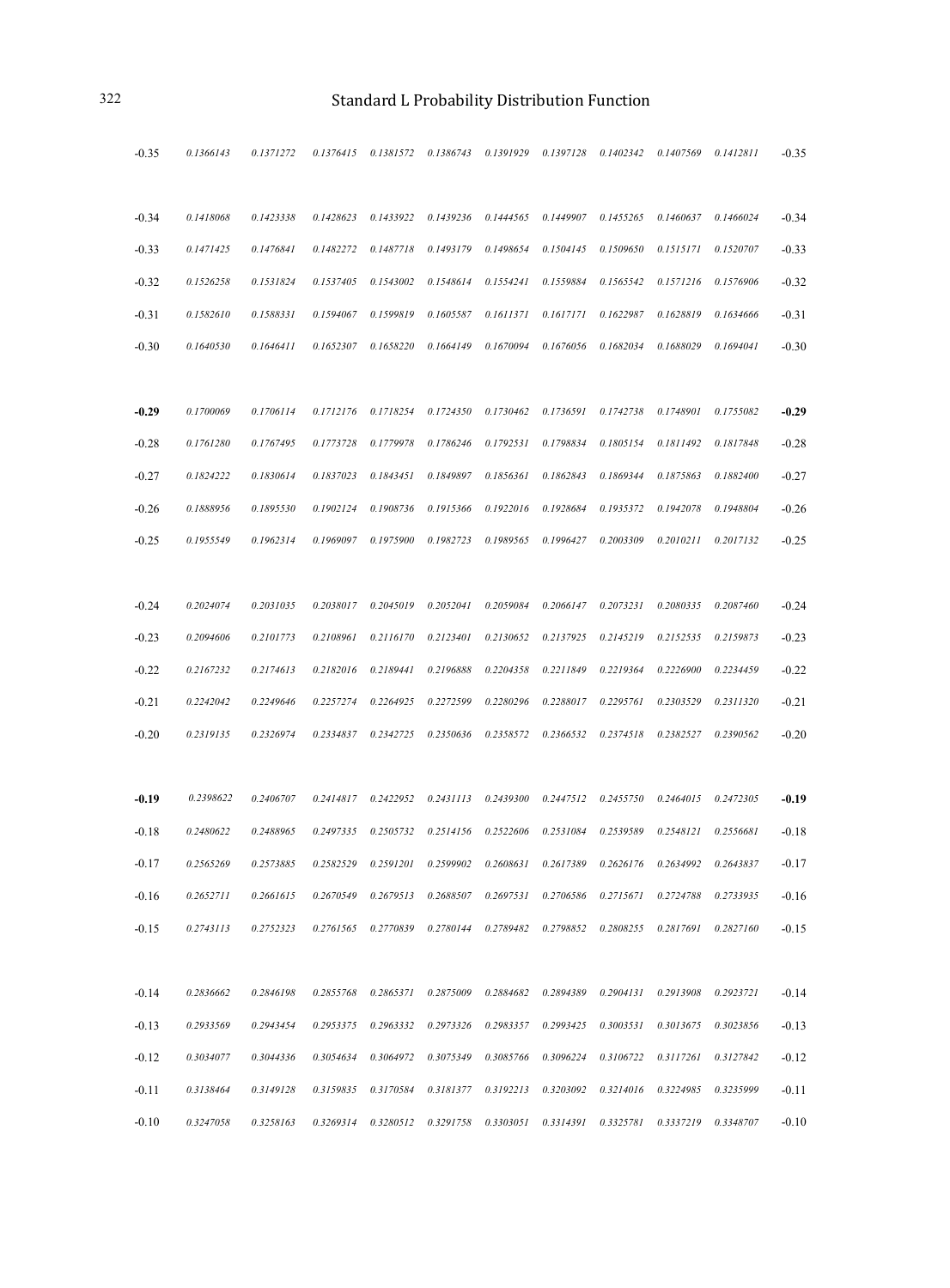| | | | | | | | | | | | |
|---|---|---|---|---|---|---|---|---|---|---|---|
| -0.35 | 0.1366143 | 0.1371272 | 0.1376415 | 0.1381572 | 0.1386743 | 0.1391929 | 0.1397128 | 0.1402342 | 0.1407569 | 0.1412811 | -0.35 |
| -0.34 | 0.1418068 | 0.1423338 | 0.1428623 | 0.1433922 | 0.1439236 | 0.1444565 | 0.1449907 | 0.1455265 | 0.1460637 | 0.1466024 | -0.34 |
| -0.33 | 0.1471425 | 0.1476841 | 0.1482272 | 0.1487718 | 0.1493179 | 0.1498654 | 0.1504145 | 0.1509650 | 0.1515171 | 0.1520707 | -0.33 |
| -0.32 | 0.1526258 | 0.1531824 | 0.1537405 | 0.1543002 | 0.1548614 | 0.1554241 | 0.1559884 | 0.1565542 | 0.1571216 | 0.1576906 | -0.32 |
| -0.31 | 0.1582610 | 0.1588331 | 0.1594067 | 0.1599819 | 0.1605587 | 0.1611371 | 0.1617171 | 0.1622987 | 0.1628819 | 0.1634666 | -0.31 |
| -0.30 | 0.1640530 | 0.1646411 | 0.1652307 | 0.1658220 | 0.1664149 | 0.1670094 | 0.1676056 | 0.1682034 | 0.1688029 | 0.1694041 | -0.30 |
| **-0.29** | 0.1700069 | 0.1706114 | 0.1712176 | 0.1718254 | 0.1724350 | 0.1730462 | 0.1736591 | 0.1742738 | 0.1748901 | 0.1755082 | **-0.29** |
| -0.28 | 0.1761280 | 0.1767495 | 0.1773728 | 0.1779978 | 0.1786246 | 0.1792531 | 0.1798834 | 0.1805154 | 0.1811492 | 0.1817848 | -0.28 |
| -0.27 | 0.1824222 | 0.1830614 | 0.1837023 | 0.1843451 | 0.1849897 | 0.1856361 | 0.1862843 | 0.1869344 | 0.1875863 | 0.1882400 | -0.27 |
| -0.26 | 0.1888956 | 0.1895530 | 0.1902124 | 0.1908736 | 0.1915366 | 0.1922016 | 0.1928684 | 0.1935372 | 0.1942078 | 0.1948804 | -0.26 |
| -0.25 | 0.1955549 | 0.1962314 | 0.1969097 | 0.1975900 | 0.1982723 | 0.1989565 | 0.1996427 | 0.2003309 | 0.2010211 | 0.2017132 | -0.25 |
| -0.24 | 0.2024074 | 0.2031035 | 0.2038017 | 0.2045019 | 0.2052041 | 0.2059084 | 0.2066147 | 0.2073231 | 0.2080335 | 0.2087460 | -0.24 |
| -0.23 | 0.2094606 | 0.2101773 | 0.2108961 | 0.2116170 | 0.2123401 | 0.2130652 | 0.2137925 | 0.2145219 | 0.2152535 | 0.2159873 | -0.23 |
| -0.22 | 0.2167232 | 0.2174613 | 0.2182016 | 0.2189441 | 0.2196888 | 0.2204358 | 0.2211849 | 0.2219364 | 0.2226900 | 0.2234459 | -0.22 |
| -0.21 | 0.2242042 | 0.2249646 | 0.2257274 | 0.2264925 | 0.2272599 | 0.2280296 | 0.2288017 | 0.2295761 | 0.2303529 | 0.2311320 | -0.21 |
| -0.20 | 0.2319135 | 0.2326974 | 0.2334837 | 0.2342725 | 0.2350636 | 0.2358572 | 0.2366532 | 0.2374518 | 0.2382527 | 0.2390562 | -0.20 |
| **-0.19** | 0.2398622 | 0.2406707 | 0.2414817 | 0.2422952 | 0.2431113 | 0.2439300 | 0.2447512 | 0.2455750 | 0.2464015 | 0.2472305 | **-0.19** |
| -0.18 | 0.2480622 | 0.2488965 | 0.2497335 | 0.2505732 | 0.2514156 | 0.2522606 | 0.2531084 | 0.2539589 | 0.2548121 | 0.2556681 | -0.18 |
| -0.17 | 0.2565269 | 0.2573885 | 0.2582529 | 0.2591201 | 0.2599902 | 0.2608631 | 0.2617389 | 0.2626176 | 0.2634992 | 0.2643837 | -0.17 |
| -0.16 | 0.2652711 | 0.2661615 | 0.2670549 | 0.2679513 | 0.2688507 | 0.2697531 | 0.2706586 | 0.2715671 | 0.2724788 | 0.2733935 | -0.16 |
| -0.15 | 0.2743113 | 0.2752323 | 0.2761565 | 0.2770839 | 0.2780144 | 0.2789482 | 0.2798852 | 0.2808255 | 0.2817691 | 0.2827160 | -0.15 |
| -0.14 | 0.2836662 | 0.2846198 | 0.2855768 | 0.2865371 | 0.2875009 | 0.2884682 | 0.2894389 | 0.2904131 | 0.2913908 | 0.2923721 | -0.14 |
| -0.13 | 0.2933569 | 0.2943454 | 0.2953375 | 0.2963332 | 0.2973326 | 0.2983357 | 0.2993425 | 0.3003531 | 0.3013675 | 0.3023856 | -0.13 |
| -0.12 | 0.3034077 | 0.3044336 | 0.3054634 | 0.3064972 | 0.3075349 | 0.3085766 | 0.3096224 | 0.3106722 | 0.3117261 | 0.3127842 | -0.12 |
| -0.11 | 0.3138464 | 0.3149128 | 0.3159835 | 0.3170584 | 0.3181377 | 0.3192213 | 0.3203092 | 0.3214016 | 0.3224985 | 0.3235999 | -0.11 |
| -0.10 | 0.3247058 | 0.3258163 | 0.3269314 | 0.3280512 | 0.3291758 | 0.3303051 | 0.3314391 | 0.3325781 | 0.3337219 | 0.3348707 | -0.10 |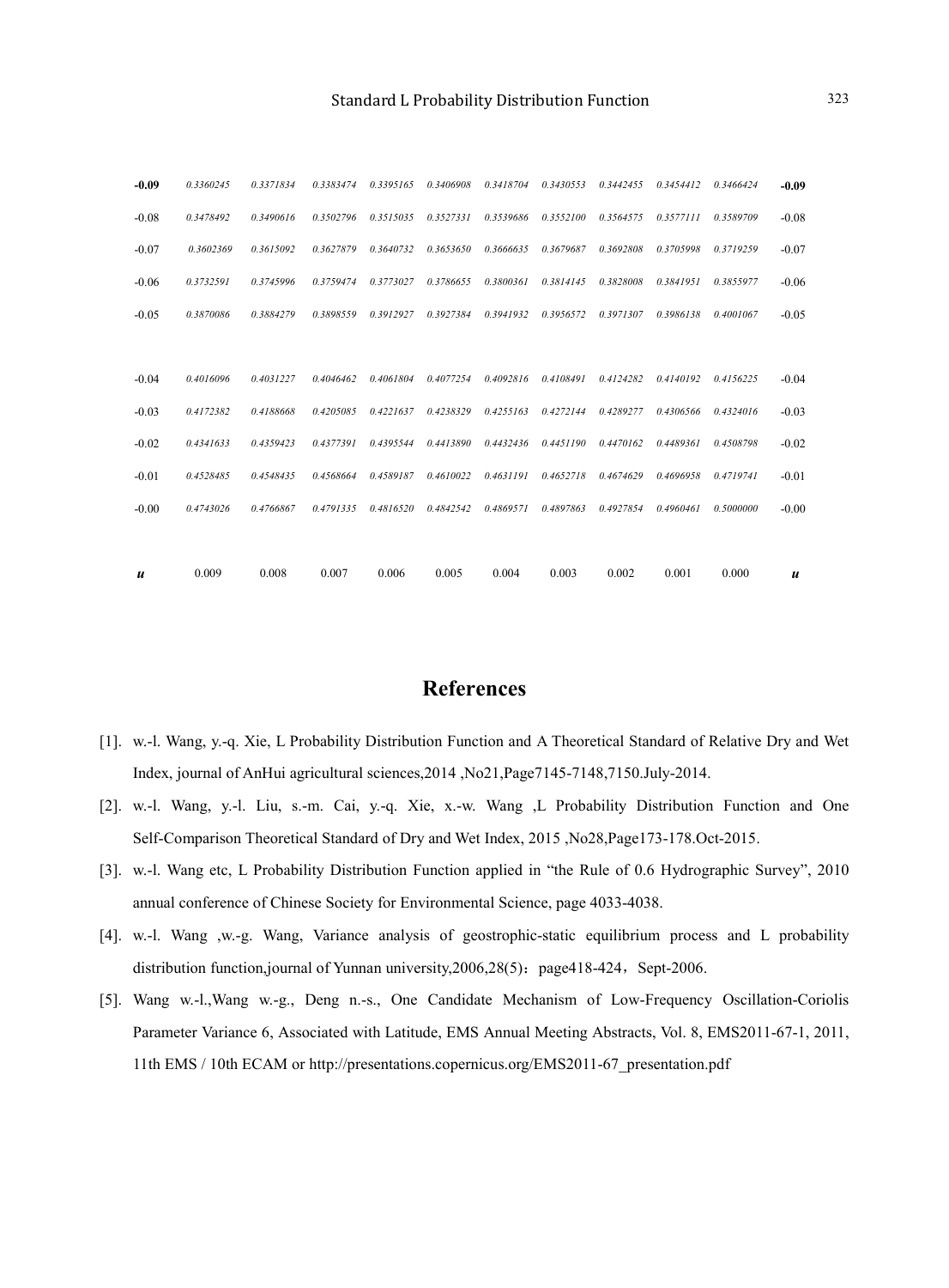| | | | | | | | | | | | |
|---|---|---|---|---|---|---|---|---|---|---|---|
| **-0.09** | 0.3360245 | 0.3371834 | 0.3383474 | 0.3395165 | 0.3406908 | 0.3418704 | 0.3430553 | 0.3442455 | 0.3454412 | 0.3466424 | **-0.09** |
| -0.08 | 0.3478492 | 0.3490616 | 0.3502796 | 0.3515035 | 0.3527331 | 0.3539686 | 0.3552100 | 0.3564575 | 0.3577111 | 0.3589709 | -0.08 |
| -0.07 | 0.3602369 | 0.3615092 | 0.3627879 | 0.3640732 | 0.3653650 | 0.3666635 | 0.3679687 | 0.3692808 | 0.3705998 | 0.3719259 | -0.07 |
| -0.06 | 0.3732591 | 0.3745996 | 0.3759474 | 0.3773027 | 0.3786655 | 0.3800361 | 0.3814145 | 0.3828008 | 0.3841951 | 0.3855977 | -0.06 |
| -0.05 | 0.3870086 | 0.3884279 | 0.3898559 | 0.3912927 | 0.3927384 | 0.3941932 | 0.3956572 | 0.3971307 | 0.3986138 | 0.4001067 | -0.05 |
| -0.04 | 0.4016096 | 0.4031227 | 0.4046462 | 0.4061804 | 0.4077254 | 0.4092816 | 0.4108491 | 0.4124282 | 0.4140192 | 0.4156225 | -0.04 |
| -0.03 | 0.4172382 | 0.4188668 | 0.4205085 | 0.4221637 | 0.4238329 | 0.4255163 | 0.4272144 | 0.4289277 | 0.4306566 | 0.4324016 | -0.03 |
| -0.02 | 0.4341633 | 0.4359423 | 0.4377391 | 0.4395544 | 0.4413890 | 0.4432436 | 0.4451190 | 0.4470162 | 0.4489361 | 0.4508798 | -0.02 |
| -0.01 | 0.4528485 | 0.4548435 | 0.4568664 | 0.4589187 | 0.4610022 | 0.4631191 | 0.4652718 | 0.4674629 | 0.4696958 | 0.4719741 | -0.01 |
| -0.00 | 0.4743026 | 0.4766867 | 0.4791335 | 0.4816520 | 0.4842542 | 0.4869571 | 0.4897863 | 0.4927854 | 0.4960461 | 0.5000000 | -0.00 |
| ***u*** | 0.009 | 0.008 | 0.007 | 0.006 | 0.005 | 0.004 | 0.003 | 0.002 | 0.001 | 0.000 | ***u*** |

# References

[1]. w.-l. Wang, y.-q. Xie, L Probability Distribution Function and A Theoretical Standard of Relative Dry and Wet Index, journal of AnHui agricultural sciences,2014 ,No21,Page7145-7148,7150.July-2014.

[2]. w.-l. Wang, y.-l. Liu, s.-m. Cai, y.-q. Xie, x.-w. Wang ,L Probability Distribution Function and One Self-Comparison Theoretical Standard of Dry and Wet Index, 2015 ,No28,Page173-178.Oct-2015.

[3]. w.-l. Wang etc, L Probability Distribution Function applied in "the Rule of 0.6 Hydrographic Survey", 2010 annual conference of Chinese Society for Environmental Science, page 4033-4038.

[4]. w.-l. Wang ,w.-g. Wang, Variance analysis of geostrophic-static equilibrium process and L probability distribution function,journal of Yunnan university,2006,28(5)：page418-424，Sept-2006.

[5]. Wang w.-l.,Wang w.-g., Deng n.-s., One Candidate Mechanism of Low-Frequency Oscillation-Coriolis Parameter Variance 6, Associated with Latitude, EMS Annual Meeting Abstracts, Vol. 8, EMS2011-67-1, 2011, 11th EMS / 10th ECAM or http://presentations.copernicus.org/EMS2011-67_presentation.pdf